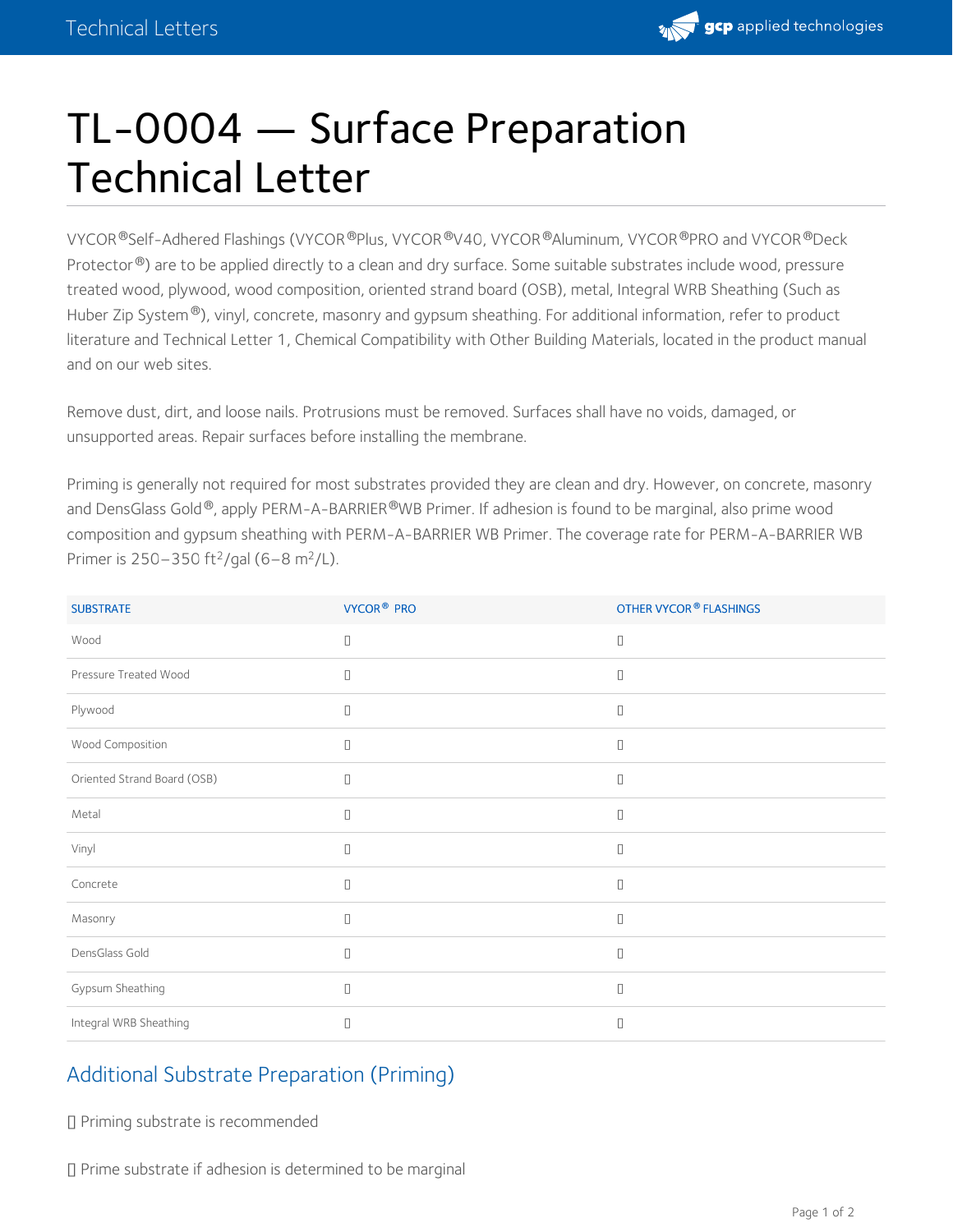# TL-0004 — Surface Preparation Technical Letter

VYCOR®Self-Adhered Flashings (VYCOR®Plus, VYCOR®V40, VYCOR®Aluminum, VYCOR®PRO and VYCOR®Deck Protector®) are to be applied directly to a clean and dry surface. Some suitable substrates include wood, pressure treated wood, plywood, wood composition, oriented strand board (OSB), metal, Integral WRB Sheathing (Such as Huber Zip System®), vinyl, concrete, masonry and gypsum sheathing. For additional information, refer to product literature and Technical Letter 1, Chemical Compatibility with Other Building Materials, located in the product manual and on our web sites.

Remove dust, dirt, and loose nails. Protrusions must be removed. Surfaces shall have no voids, damaged, or unsupported areas. Repair surfaces before installing the membrane.

Priming is generally not required for most substrates provided they are clean and dry. However, on concrete, masonry and DensGlass Gold®, apply PERM-A-BARRIER®WB Primer. If adhesion is found to be marginal, also prime wood composition and gypsum sheathing with PERM-A-BARRIER WB Primer. The coverage rate for PERM-A-BARRIER WB Primer is 250–350 $ft^2$/gal (6–8 $m^2$/L).

| SUBSTRATE | VYCOR® PRO | OTHER VYCOR® FLASHINGS |
|---|---|---|
| Wood | | |
| Pressure Treated Wood | | |
| Plywood | | |
| Wood Composition | | |
| Oriented Strand Board (OSB) | | |
| Metal | | |
| Vinyl | | |
| Concrete | | |
| Masonry | | |
| DensGlass Gold | | |
| Gypsum Sheathing | | |
| Integral WRB Sheathing | | |

## Additional Substrate Preparation (Priming)

Priming substrate is recommended

Prime substrate if adhesion is determined to be marginal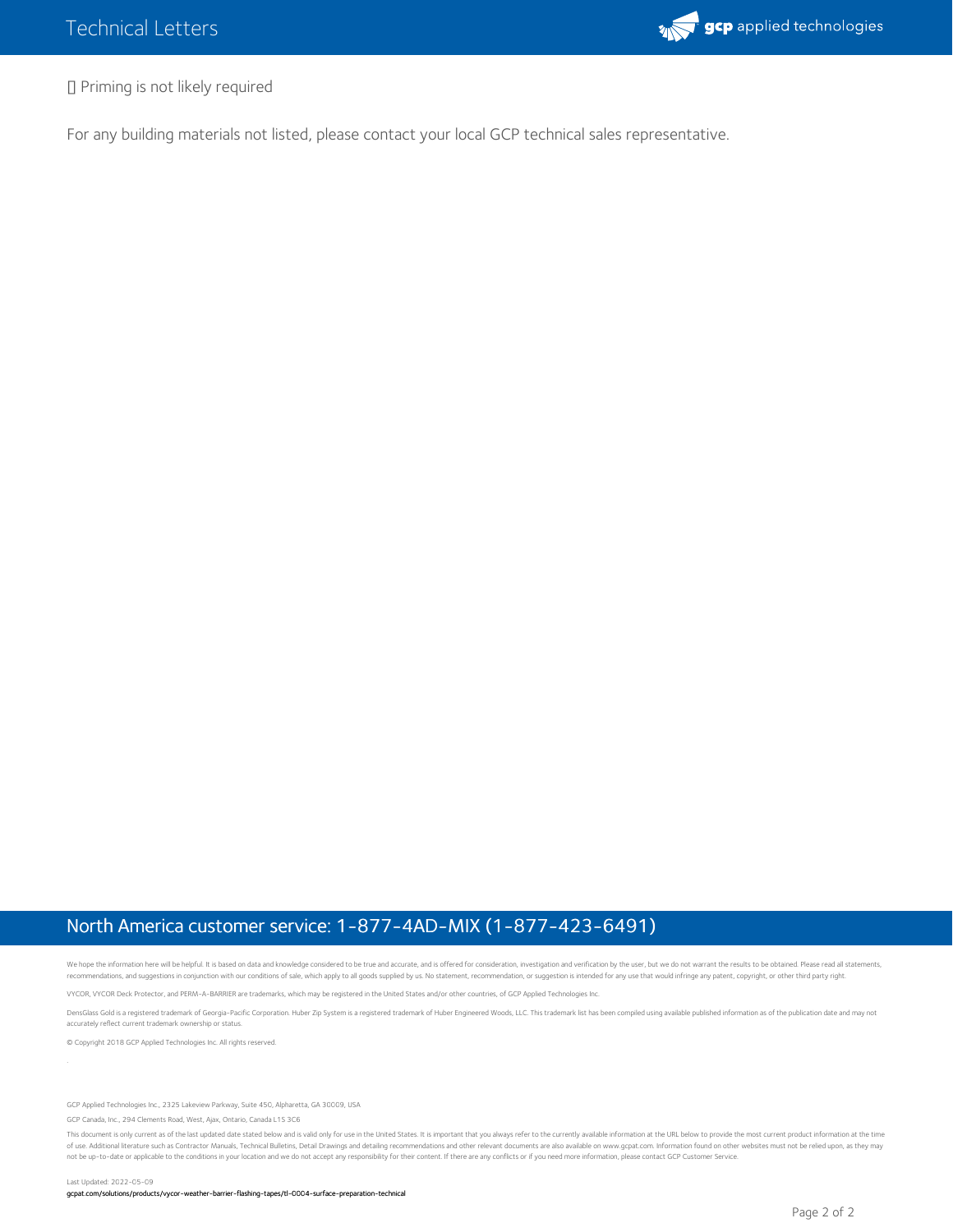Priming is not likely required

For any building materials not listed, please contact your local GCP technical sales representative.

## North America customer service: 1-877-4AD-MIX (1-877-423-6491)

We hope the information here will be helpful. It is based on data and knowledge considered to be true and accurate, and is offered for consideration, investigation and verification by the user, but we do not warrant the results to be obtained. Please read all statements, recommendations, and suggestions in conjunction with our conditions of sale, which apply to all goods supplied by us. No statement, recommendation, or suggestion is intended for any use that would infringe any patent, copyright, or other third party right.

VYCOR, VYCOR Deck Protector, and PERM-A-BARRIER are trademarks, which may be registered in the United States and/or other countries, of GCP Applied Technologies Inc.

DensGlass Gold is a registered trademark of Georgia-Pacific Corporation. Huber Zip System is a registered trademark of Huber Engineered Woods, LLC. This trademark list has been compiled using available published information as of the publication date and may not accurately reflect current trademark ownership or status.

© Copyright 2018 GCP Applied Technologies Inc. All rights reserved.

GCP Applied Technologies Inc., 2325 Lakeview Parkway, Suite 450, Alpharetta, GA 30009, USA

GCP Canada, Inc., 294 Clements Road, West, Ajax, Ontario, Canada L1S 3C6

This document is only current as of the last updated date stated below and is valid only for use in the United States. It is important that you always refer to the currently available information at the URL below to provide the most current product information at the time of use. Additional literature such as Contractor Manuals, Technical Bulletins, Detail Drawings and detailing recommendations and other relevant documents are also available on www.gcpat.com. Information found on other websites must not be relied upon, as they may not be up-to-date or applicable to the conditions in your location and we do not accept any responsibility for their content. If there are any conflicts or if you need more information, please contact GCP Customer Service.

Last Updated: 2022-05-09

gcpat.com/solutions/products/vycor-weather-barrier-flashing-tapes/tl-0004-surface-preparation-technical